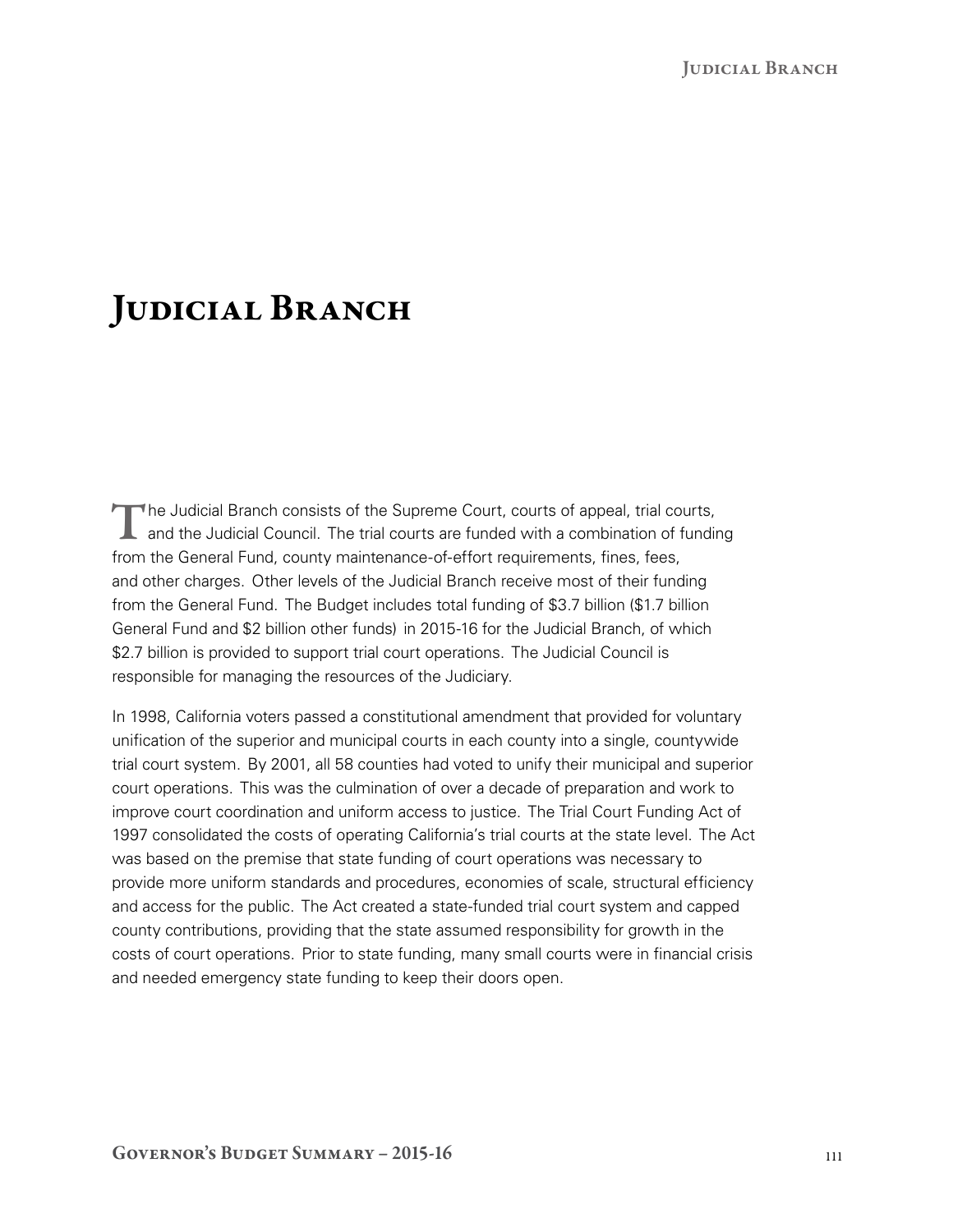# Judicial Branch

The Judicial Branch consists of the Supreme Court, courts of appeal, trial courts, and the Judicial Council. The trial courts are funded with a combination of funding from the General Fund, county maintenance-of-effort requirements, fines, fees, and other charges. Other levels of the Judicial Branch receive most of their funding from the General Fund. The Budget includes total funding of $3.7 billion ($1.7 billion General Fund and $2 billion other funds) in 2015-16 for the Judicial Branch, of which $2.7 billion is provided to support trial court operations. The Judicial Council is responsible for managing the resources of the Judiciary.

In 1998, California voters passed a constitutional amendment that provided for voluntary unification of the superior and municipal courts in each county into a single, countywide trial court system. By 2001, all 58 counties had voted to unify their municipal and superior court operations. This was the culmination of over a decade of preparation and work to improve court coordination and uniform access to justice. The Trial Court Funding Act of 1997 consolidated the costs of operating California's trial courts at the state level. The Act was based on the premise that state funding of court operations was necessary to provide more uniform standards and procedures, economies of scale, structural efficiency and access for the public. The Act created a state-funded trial court system and capped county contributions, providing that the state assumed responsibility for growth in the costs of court operations. Prior to state funding, many small courts were in financial crisis and needed emergency state funding to keep their doors open.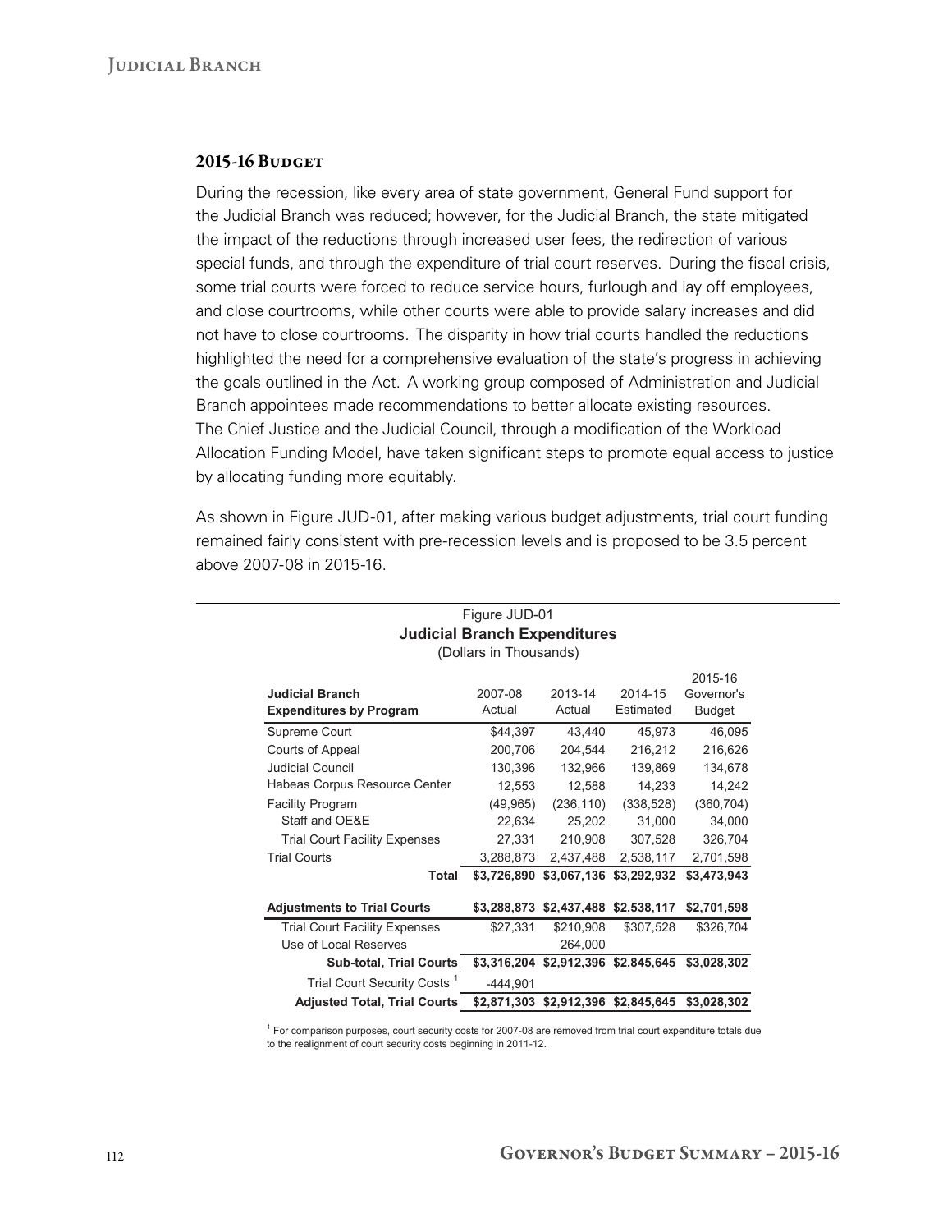## 2015-16 Budget

During the recession, like every area of state government, General Fund support for the Judicial Branch was reduced; however, for the Judicial Branch, the state mitigated the impact of the reductions through increased user fees, the redirection of various special funds, and through the expenditure of trial court reserves. During the fiscal crisis, some trial courts were forced to reduce service hours, furlough and lay off employees, and close courtrooms, while other courts were able to provide salary increases and did not have to close courtrooms. The disparity in how trial courts handled the reductions highlighted the need for a comprehensive evaluation of the state's progress in achieving the goals outlined in the Act. A working group composed of Administration and Judicial Branch appointees made recommendations to better allocate existing resources. The Chief Justice and the Judicial Council, through a modification of the Workload Allocation Funding Model, have taken significant steps to promote equal access to justice by allocating funding more equitably.

As shown in Figure JUD-01, after making various budget adjustments, trial court funding remained fairly consistent with pre-recession levels and is proposed to be 3.5 percent above 2007-08 in 2015-16.

Figure JUD-01
**Judicial Branch Expenditures**
(Dollars in Thousands)

| **Judicial Branch Expenditures by Program** | 2007-08 Actual | 2013-14 Actual | 2014-15 Estimated | 2015-16 Governor's Budget |
|---|---|---|---|---|
| Supreme Court | $44,397 | 43,440 | 45,973 | 46,095 |
| Courts of Appeal | 200,706 | 204,544 | 216,212 | 216,626 |
| Judicial Council | 130,396 | 132,966 | 139,869 | 134,678 |
| Habeas Corpus Resource Center | 12,553 | 12,588 | 14,233 | 14,242 |
| Facility Program | (49,965) | (236,110) | (338,528) | (360,704) |
| Staff and OE&E | 22,634 | 25,202 | 31,000 | 34,000 |
| Trial Court Facility Expenses | 27,331 | 210,908 | 307,528 | 326,704 |
| Trial Courts | 3,288,873 | 2,437,488 | 2,538,117 | 2,701,598 |
| **Total** | **$3,726,890** | **$3,067,136** | **$3,292,932** | **$3,473,943** |
| | | | | |
| **Adjustments to Trial Courts** | **$3,288,873** | **$2,437,488** | **$2,538,117** | **$2,701,598** |
| Trial Court Facility Expenses | $27,331 | $210,908 | $307,528 | $326,704 |
| Use of Local Reserves | | 264,000 | | |
| **Sub-total, Trial Courts** | **$3,316,204** | **$2,912,396** | **$2,845,645** | **$3,028,302** |
| Trial Court Security Costs [1] | -444,901 | | | |
| **Adjusted Total, Trial Courts** | **$2,871,303** | **$2,912,396** | **$2,845,645** | **$3,028,302** |

[1] For comparison purposes, court security costs for 2007-08 are removed from trial court expenditure totals due to the realignment of court security costs beginning in 2011-12.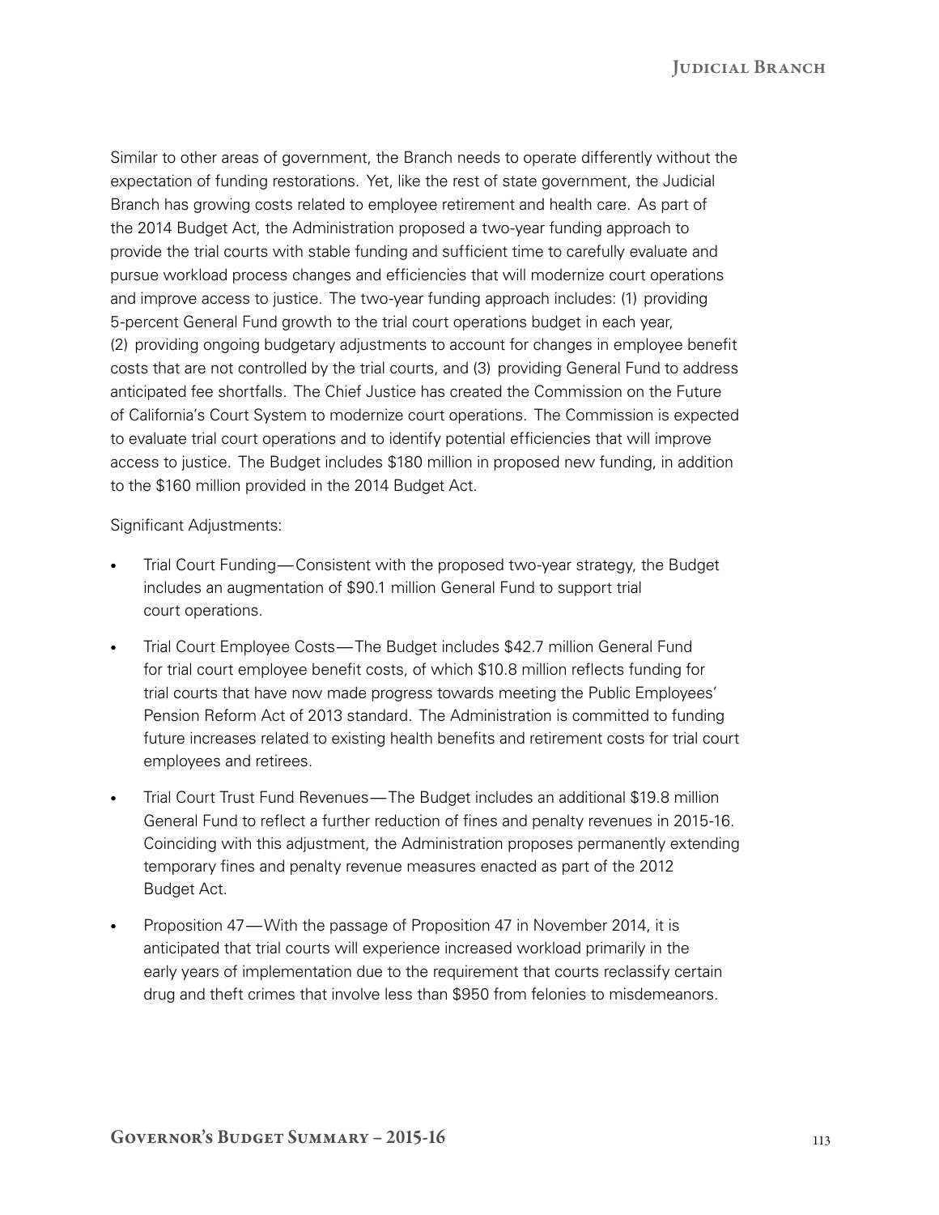Similar to other areas of government, the Branch needs to operate differently without the expectation of funding restorations. Yet, like the rest of state government, the Judicial Branch has growing costs related to employee retirement and health care. As part of the 2014 Budget Act, the Administration proposed a two-year funding approach to provide the trial courts with stable funding and sufficient time to carefully evaluate and pursue workload process changes and efficiencies that will modernize court operations and improve access to justice. The two-year funding approach includes: (1) providing 5-percent General Fund growth to the trial court operations budget in each year, (2) providing ongoing budgetary adjustments to account for changes in employee benefit costs that are not controlled by the trial courts, and (3) providing General Fund to address anticipated fee shortfalls. The Chief Justice has created the Commission on the Future of California's Court System to modernize court operations. The Commission is expected to evaluate trial court operations and to identify potential efficiencies that will improve access to justice. The Budget includes $180 million in proposed new funding, in addition to the $160 million provided in the 2014 Budget Act.

Significant Adjustments:

- Trial Court Funding—Consistent with the proposed two-year strategy, the Budget includes an augmentation of $90.1 million General Fund to support trial court operations.
- Trial Court Employee Costs—The Budget includes $42.7 million General Fund for trial court employee benefit costs, of which $10.8 million reflects funding for trial courts that have now made progress towards meeting the Public Employees' Pension Reform Act of 2013 standard. The Administration is committed to funding future increases related to existing health benefits and retirement costs for trial court employees and retirees.
- Trial Court Trust Fund Revenues—The Budget includes an additional $19.8 million General Fund to reflect a further reduction of fines and penalty revenues in 2015-16. Coinciding with this adjustment, the Administration proposes permanently extending temporary fines and penalty revenue measures enacted as part of the 2012 Budget Act.
- Proposition 47—With the passage of Proposition 47 in November 2014, it is anticipated that trial courts will experience increased workload primarily in the early years of implementation due to the requirement that courts reclassify certain drug and theft crimes that involve less than $950 from felonies to misdemeanors.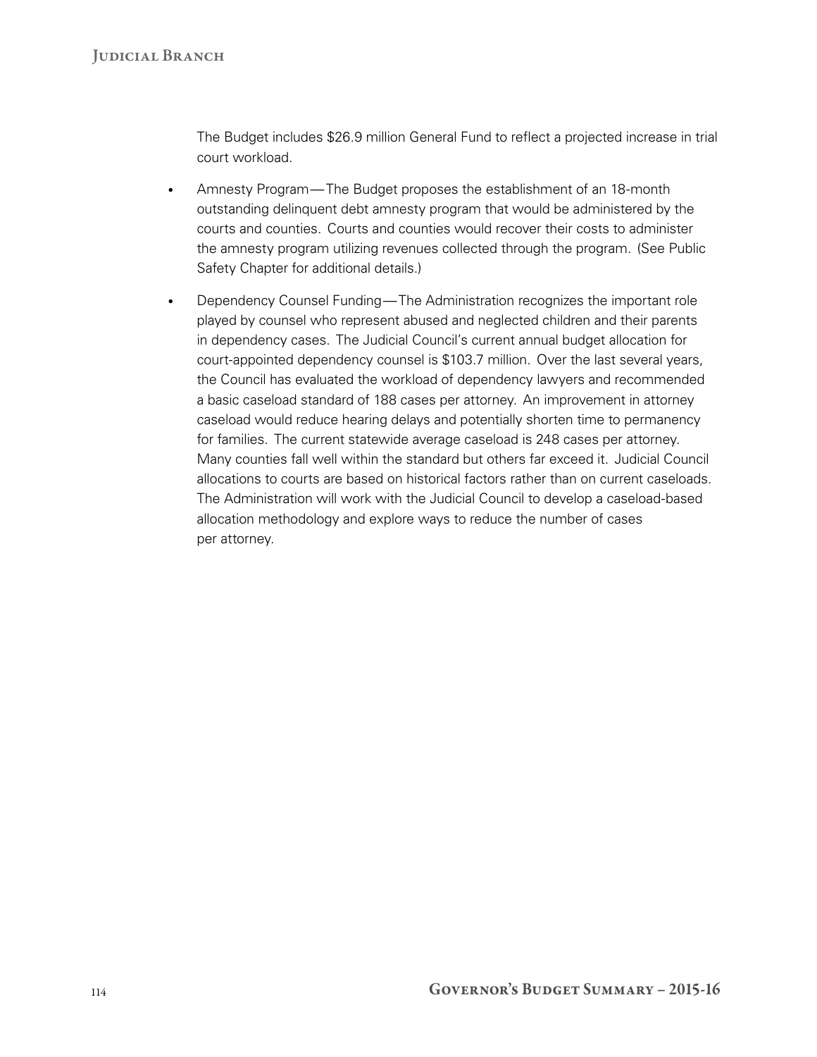The Budget includes $26.9 million General Fund to reflect a projected increase in trial court workload.

- Amnesty Program—The Budget proposes the establishment of an 18-month outstanding delinquent debt amnesty program that would be administered by the courts and counties. Courts and counties would recover their costs to administer the amnesty program utilizing revenues collected through the program. (See Public Safety Chapter for additional details.)

- Dependency Counsel Funding—The Administration recognizes the important role played by counsel who represent abused and neglected children and their parents in dependency cases. The Judicial Council's current annual budget allocation for court-appointed dependency counsel is $103.7 million. Over the last several years, the Council has evaluated the workload of dependency lawyers and recommended a basic caseload standard of 188 cases per attorney. An improvement in attorney caseload would reduce hearing delays and potentially shorten time to permanency for families. The current statewide average caseload is 248 cases per attorney. Many counties fall well within the standard but others far exceed it. Judicial Council allocations to courts are based on historical factors rather than on current caseloads. The Administration will work with the Judicial Council to develop a caseload-based allocation methodology and explore ways to reduce the number of cases per attorney.